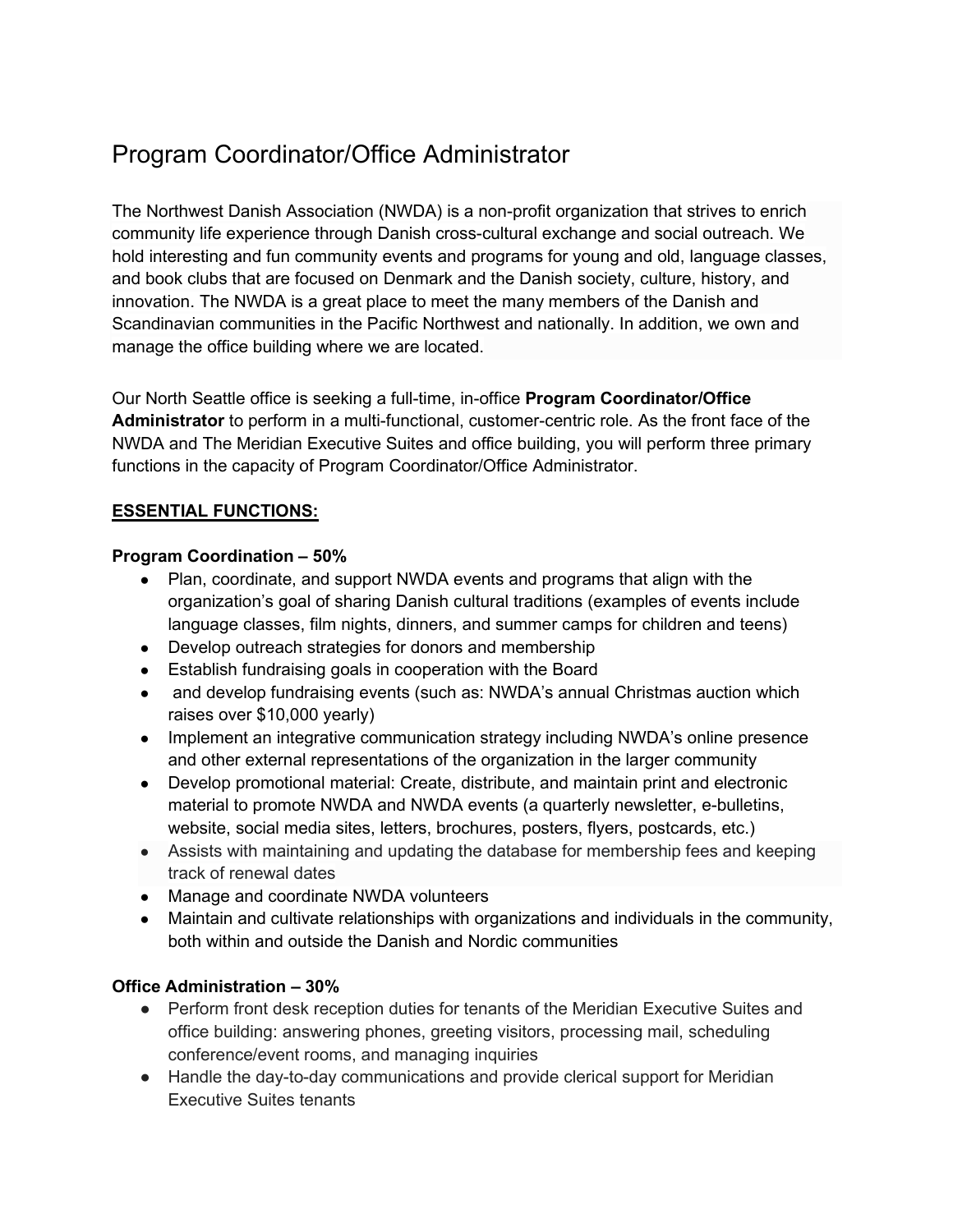# Program Coordinator/Office Administrator

The Northwest Danish Association (NWDA) is a non-profit organization that strives to enrich community life experience through Danish cross-cultural exchange and social outreach. We hold interesting and fun community events and programs for young and old, language classes, and book clubs that are focused on Denmark and the Danish society, culture, history, and innovation. The NWDA is a great place to meet the many members of the Danish and Scandinavian communities in the Pacific Northwest and nationally. In addition, we own and manage the office building where we are located.

Our North Seattle office is seeking a full-time, in-office **Program Coordinator/Office Administrator** to perform in a multi-functional, customer-centric role. As the front face of the NWDA and The Meridian Executive Suites and office building, you will perform three primary functions in the capacity of Program Coordinator/Office Administrator.

**ESSENTIAL FUNCTIONS:**

**Program Coordination – 50%**

- Plan, coordinate, and support NWDA events and programs that align with the organization's goal of sharing Danish cultural traditions (examples of events include language classes, film nights, dinners, and summer camps for children and teens)
- Develop outreach strategies for donors and membership
- Establish fundraising goals in cooperation with the Board
- and develop fundraising events (such as: NWDA's annual Christmas auction which raises over $10,000 yearly)
- Implement an integrative communication strategy including NWDA's online presence and other external representations of the organization in the larger community
- Develop promotional material: Create, distribute, and maintain print and electronic material to promote NWDA and NWDA events (a quarterly newsletter, e-bulletins, website, social media sites, letters, brochures, posters, flyers, postcards, etc.)
- Assists with maintaining and updating the database for membership fees and keeping track of renewal dates
- Manage and coordinate NWDA volunteers
- Maintain and cultivate relationships with organizations and individuals in the community, both within and outside the Danish and Nordic communities

**Office Administration – 30%**

- Perform front desk reception duties for tenants of the Meridian Executive Suites and office building: answering phones, greeting visitors, processing mail, scheduling conference/event rooms, and managing inquiries
- Handle the day-to-day communications and provide clerical support for Meridian Executive Suites tenants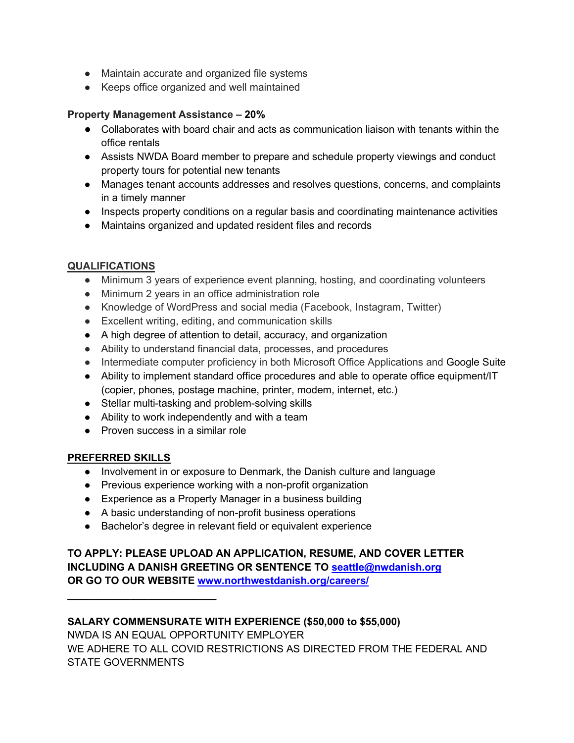- Maintain accurate and organized file systems
- Keeps office organized and well maintained

**Property Management Assistance – 20%**

- Collaborates with board chair and acts as communication liaison with tenants within the office rentals
- Assists NWDA Board member to prepare and schedule property viewings and conduct property tours for potential new tenants
- Manages tenant accounts addresses and resolves questions, concerns, and complaints in a timely manner
- Inspects property conditions on a regular basis and coordinating maintenance activities
- Maintains organized and updated resident files and records

## QUALIFICATIONS

- Minimum 3 years of experience event planning, hosting, and coordinating volunteers
- Minimum 2 years in an office administration role
- Knowledge of WordPress and social media (Facebook, Instagram, Twitter)
- Excellent writing, editing, and communication skills
- A high degree of attention to detail, accuracy, and organization
- Ability to understand financial data, processes, and procedures
- Intermediate computer proficiency in both Microsoft Office Applications and Google Suite
- Ability to implement standard office procedures and able to operate office equipment/IT (copier, phones, postage machine, printer, modem, internet, etc.)
- Stellar multi-tasking and problem-solving skills
- Ability to work independently and with a team
- Proven success in a similar role

## PREFERRED SKILLS

- Involvement in or exposure to Denmark, the Danish culture and language
- Previous experience working with a non-profit organization
- Experience as a Property Manager in a business building
- A basic understanding of non-profit business operations
- Bachelor's degree in relevant field or equivalent experience

**TO APPLY: PLEASE UPLOAD AN APPLICATION, RESUME, AND COVER LETTER INCLUDING A DANISH GREETING OR SENTENCE TO [seattle@nwdanish.org](mailto:seattle@nwdanish.org)**
**OR GO TO OUR WEBSITE [www.northwestdanish.org/careers/](http://www.northwestdanish.org/careers/)**

---

**SALARY COMMENSURATE WITH EXPERIENCE ($50,000 to $55,000)**
NWDA IS AN EQUAL OPPORTUNITY EMPLOYER
WE ADHERE TO ALL COVID RESTRICTIONS AS DIRECTED FROM THE FEDERAL AND STATE GOVERNMENTS